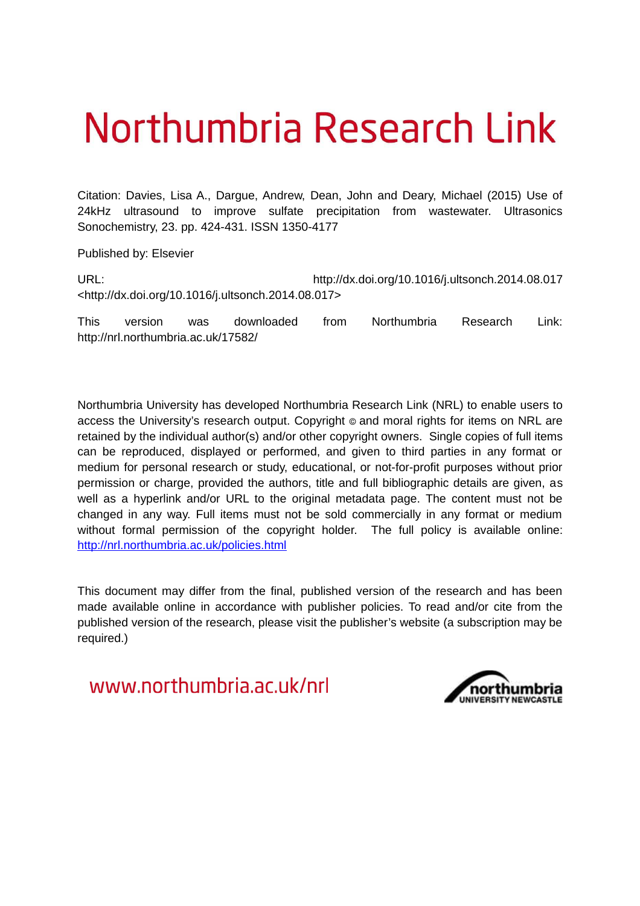# Northumbria Research Link

Citation: Davies, Lisa A., Dargue, Andrew, Dean, John and Deary, Michael (2015) Use of 24kHz ultrasound to improve sulfate precipitation from wastewater. Ultrasonics Sonochemistry, 23. pp. 424-431. ISSN 1350-4177

Published by: Elsevier

URL: http://dx.doi.org/10.1016/j.ultsonch.2014.08.017 <http://dx.doi.org/10.1016/j.ultsonch.2014.08.017>

This version was downloaded from Northumbria Research Link: http://nrl.northumbria.ac.uk/17582/

Northumbria University has developed Northumbria Research Link (NRL) to enable users to access the University's research output. Copyright © and moral rights for items on NRL are retained by the individual author(s) and/or other copyright owners. Single copies of full items can be reproduced, displayed or performed, and given to third parties in any format or medium for personal research or study, educational, or not-for-profit purposes without prior permission or charge, provided the authors, title and full bibliographic details are given, as well as a hyperlink and/or URL to the original metadata page. The content must not be changed in any way. Full items must not be sold commercially in any format or medium without formal permission of the copyright holder. The full policy is available online: http://nrl.northumbria.ac.uk/policies.html

This document may differ from the final, published version of the research and has been made available online in accordance with publisher policies. To read and/or cite from the published version of the research, please visit the publisher's website (a subscription may be required.)

www.northumbria.ac.uk/nrl

northumbria UNIVERSITY NEWCASTLE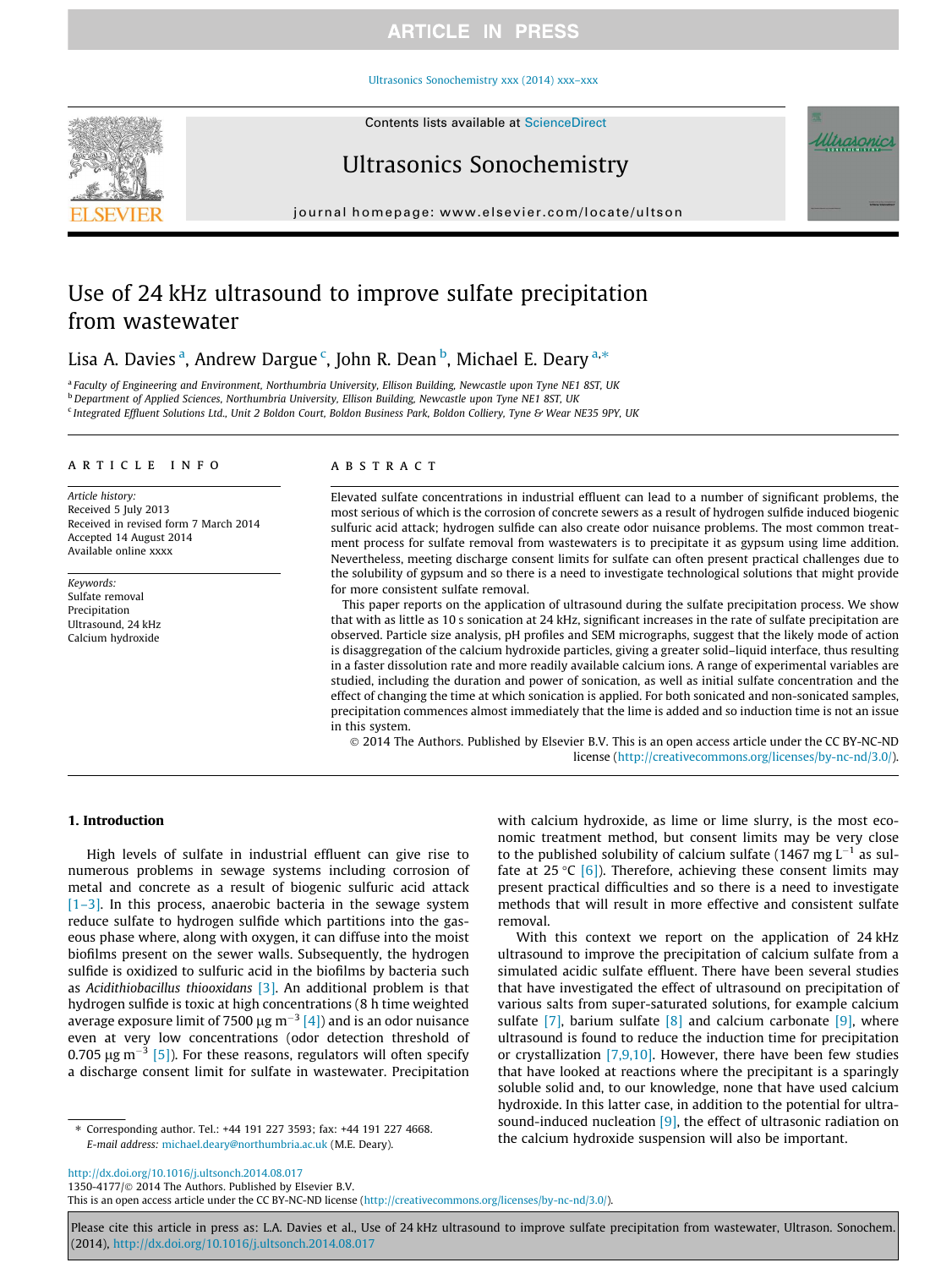# Use of 24 kHz ultrasound to improve sulfate precipitation from wastewater

Lisa A. Davies [a], Andrew Dargue [c], John R. Dean [b], Michael E. Deary [a,*]

[a] Faculty of Engineering and Environment, Northumbria University, Ellison Building, Newcastle upon Tyne NE1 8ST, UK
[b] Department of Applied Sciences, Northumbria University, Ellison Building, Newcastle upon Tyne NE1 8ST, UK
[c] Integrated Effluent Solutions Ltd., Unit 2 Boldon Court, Boldon Business Park, Boldon Colliery, Tyne & Wear NE35 9PY, UK

## ARTICLE INFO

*Article history:*
Received 5 July 2013
Received in revised form 7 March 2014
Accepted 14 August 2014
Available online xxxx

*Keywords:*
Sulfate removal
Precipitation
Ultrasound, 24 kHz
Calcium hydroxide

## ABSTRACT

Elevated sulfate concentrations in industrial effluent can lead to a number of significant problems, the most serious of which is the corrosion of concrete sewers as a result of hydrogen sulfide induced biogenic sulfuric acid attack; hydrogen sulfide can also create odor nuisance problems. The most common treatment process for sulfate removal from wastewaters is to precipitate it as gypsum using lime addition. Nevertheless, meeting discharge consent limits for sulfate can often present practical challenges due to the solubility of gypsum and so there is a need to investigate technological solutions that might provide for more consistent sulfate removal.

This paper reports on the application of ultrasound during the sulfate precipitation process. We show that with as little as 10 s sonication at 24 kHz, significant increases in the rate of sulfate precipitation are observed. Particle size analysis, pH profiles and SEM micrographs, suggest that the likely mode of action is disaggregation of the calcium hydroxide particles, giving a greater solid–liquid interface, thus resulting in a faster dissolution rate and more readily available calcium ions. A range of experimental variables are studied, including the duration and power of sonication, as well as initial sulfate concentration and the effect of changing the time at which sonication is applied. For both sonicated and non-sonicated samples, precipitation commences almost immediately that the lime is added and so induction time is not an issue in this system.

© 2014 The Authors. Published by Elsevier B.V. This is an open access article under the CC BY-NC-ND license (http://creativecommons.org/licenses/by-nc-nd/3.0/).

## 1. Introduction

High levels of sulfate in industrial effluent can give rise to numerous problems in sewage systems including corrosion of metal and concrete as a result of biogenic sulfuric acid attack [1–3]. In this process, anaerobic bacteria in the sewage system reduce sulfate to hydrogen sulfide which partitions into the gaseous phase where, along with oxygen, it can diffuse into the moist biofilms present on the sewer walls. Subsequently, the hydrogen sulfide is oxidized to sulfuric acid in the biofilms by bacteria such as *Acidithiobacillus thiooxidans* [3]. An additional problem is that hydrogen sulfide is toxic at high concentrations (8 h time weighted average exposure limit of 7500 μg m$^{-3}$ [4]) and is an odor nuisance even at very low concentrations (odor detection threshold of 0.705 μg m$^{-3}$ [5]). For these reasons, regulators will often specify a discharge consent limit for sulfate in wastewater. Precipitation with calcium hydroxide, as lime or lime slurry, is the most economic treatment method, but consent limits may be very close to the published solubility of calcium sulfate (1467 mg L$^{-1}$ as sulfate at 25 °C [6]). Therefore, achieving these consent limits may present practical difficulties and so there is a need to investigate methods that will result in more effective and consistent sulfate removal.

With this context we report on the application of 24 kHz ultrasound to improve the precipitation of calcium sulfate from a simulated acidic sulfate effluent. There have been several studies that have investigated the effect of ultrasound on precipitation of various salts from super-saturated solutions, for example calcium sulfate [7], barium sulfate [8] and calcium carbonate [9], where ultrasound is found to reduce the induction time for precipitation or crystallization [7,9,10]. However, there have been few studies that have looked at reactions where the precipitant is a sparingly soluble solid and, to our knowledge, none that have used calcium hydroxide. In this latter case, in addition to the potential for ultrasound-induced nucleation [9], the effect of ultrasonic radiation on the calcium hydroxide suspension will also be important.

* Corresponding author. Tel.: +44 191 227 3593; fax: +44 191 227 4668.
*E-mail address:* michael.deary@northumbria.ac.uk (M.E. Deary).

http://dx.doi.org/10.1016/j.ultsonch.2014.08.017
1350-4177/© 2014 The Authors. Published by Elsevier B.V.
This is an open access article under the CC BY-NC-ND license (http://creativecommons.org/licenses/by-nc-nd/3.0/).

Please cite this article in press as: L.A. Davies et al., Use of 24 kHz ultrasound to improve sulfate precipitation from wastewater, Ultrason. Sonochem. (2014), http://dx.doi.org/10.1016/j.ultsonch.2014.08.017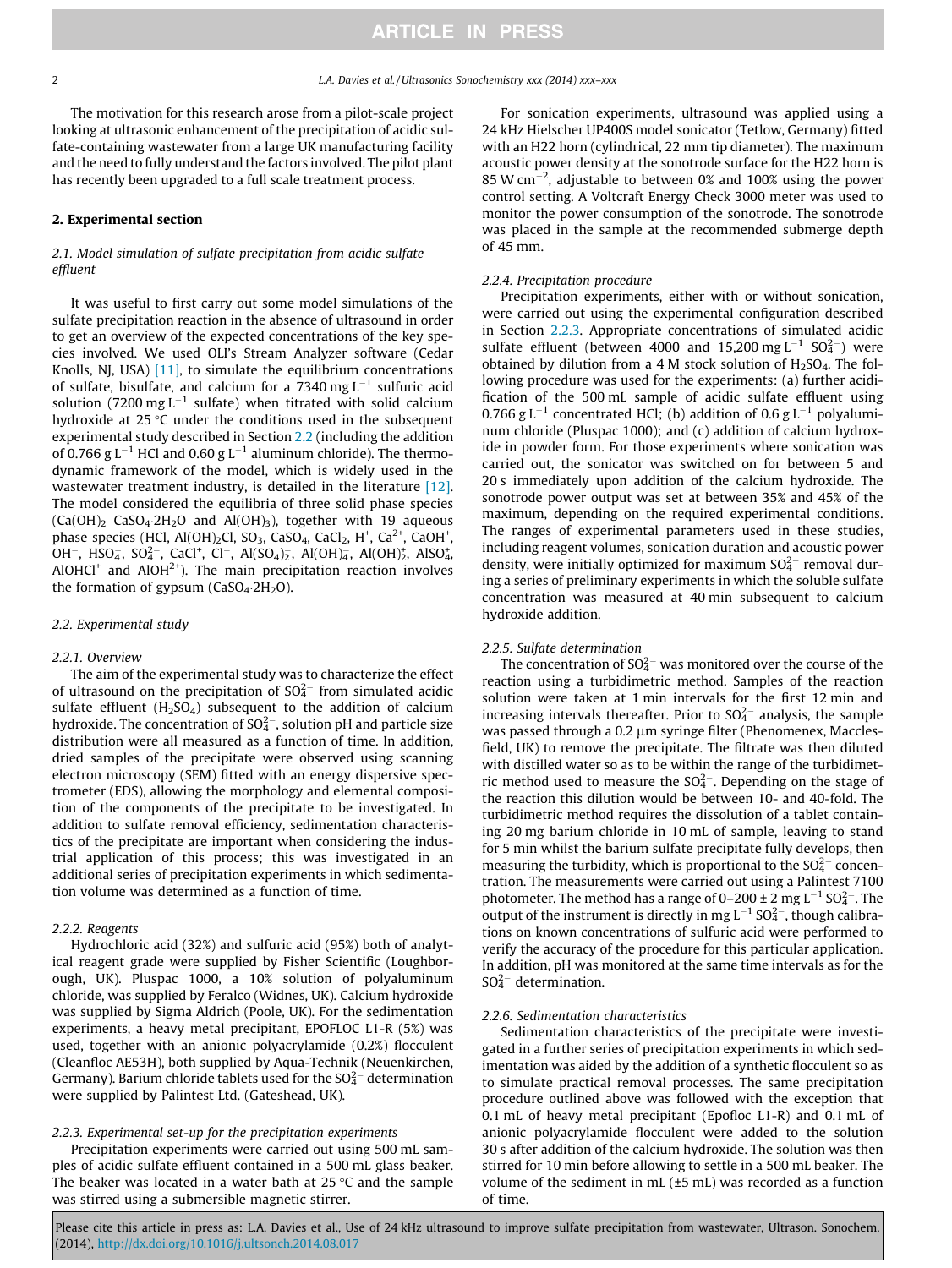The motivation for this research arose from a pilot-scale project looking at ultrasonic enhancement of the precipitation of acidic sulfate-containing wastewater from a large UK manufacturing facility and the need to fully understand the factors involved. The pilot plant has recently been upgraded to a full scale treatment process.

## 2. Experimental section

### 2.1. Model simulation of sulfate precipitation from acidic sulfate effluent

It was useful to first carry out some model simulations of the sulfate precipitation reaction in the absence of ultrasound in order to get an overview of the expected concentrations of the key species involved. We used OLI's Stream Analyzer software (Cedar Knolls, NJ, USA) [11], to simulate the equilibrium concentrations of sulfate, bisulfate, and calcium for a 7340 mg $L^{-1}$ sulfuric acid solution (7200 mg $L^{-1}$ sulfate) when titrated with solid calcium hydroxide at 25 °C under the conditions used in the subsequent experimental study described in Section 2.2 (including the addition of 0.766 g $L^{-1}$ HCl and 0.60 g $L^{-1}$ aluminum chloride). The thermodynamic framework of the model, which is widely used in the wastewater treatment industry, is detailed in the literature [12]. The model considered the equilibria of three solid phase species ($Ca(OH)_2$ $CaSO_4{\cdot}2H_2O$ and $Al(OH)_3$), together with 19 aqueous phase species (HCl, $Al(OH)_2Cl$, $SO_3$, $CaSO_4$, $CaCl_2$, $H^+$, $Ca^{2+}$, $CaOH^+$, $OH^-$, $HSO_4^-$, $SO_4^{2-}$, $CaCl^+$, $Cl^-$, $Al(SO_4)_2^-$, $Al(OH)_4^-$, $Al(OH)_2^+$, $AlSO_4^+$, $AlOHCl^+$ and $AlOH^{2+}$). The main precipitation reaction involves the formation of gypsum ($CaSO_4{\cdot}2H_2O$).

### 2.2. Experimental study

#### 2.2.1. Overview

The aim of the experimental study was to characterize the effect of ultrasound on the precipitation of $SO_4^{2-}$ from simulated acidic sulfate effluent ($H_2SO_4$) subsequent to the addition of calcium hydroxide. The concentration of $SO_4^{2-}$, solution pH and particle size distribution were all measured as a function of time. In addition, dried samples of the precipitate were observed using scanning electron microscopy (SEM) fitted with an energy dispersive spectrometer (EDS), allowing the morphology and elemental composition of the components of the precipitate to be investigated. In addition to sulfate removal efficiency, sedimentation characteristics of the precipitate are important when considering the industrial application of this process; this was investigated in an additional series of precipitation experiments in which sedimentation volume was determined as a function of time.

#### 2.2.2. Reagents

Hydrochloric acid (32%) and sulfuric acid (95%) both of analytical reagent grade were supplied by Fisher Scientific (Loughborough, UK). Pluspac 1000, a 10% solution of polyaluminum chloride, was supplied by Feralco (Widnes, UK). Calcium hydroxide was supplied by Sigma Aldrich (Poole, UK). For the sedimentation experiments, a heavy metal precipitant, EPOFLOC L1-R (5%) was used, together with an anionic polyacrylamide (0.2%) flocculent (Cleanfloc AE53H), both supplied by Aqua-Technik (Neuenkirchen, Germany). Barium chloride tablets used for the $SO_4^{2-}$ determination were supplied by Palintest Ltd. (Gateshead, UK).

#### 2.2.3. Experimental set-up for the precipitation experiments

Precipitation experiments were carried out using 500 mL samples of acidic sulfate effluent contained in a 500 mL glass beaker. The beaker was located in a water bath at 25 °C and the sample was stirred using a submersible magnetic stirrer.

For sonication experiments, ultrasound was applied using a 24 kHz Hielscher UP400S model sonicator (Tetlow, Germany) fitted with an H22 horn (cylindrical, 22 mm tip diameter). The maximum acoustic power density at the sonotrode surface for the H22 horn is 85 W $cm^{-2}$, adjustable to between 0% and 100% using the power control setting. A Voltcraft Energy Check 3000 meter was used to monitor the power consumption of the sonotrode. The sonotrode was placed in the sample at the recommended submerge depth of 45 mm.

#### 2.2.4. Precipitation procedure

Precipitation experiments, either with or without sonication, were carried out using the experimental configuration described in Section 2.2.3. Appropriate concentrations of simulated acidic sulfate effluent (between 4000 and 15,200 mg $L^{-1}$ $SO_4^{2-}$) were obtained by dilution from a 4 M stock solution of $H_2SO_4$. The following procedure was used for the experiments: (a) further acidification of the 500 mL sample of acidic sulfate effluent using 0.766 g $L^{-1}$ concentrated HCl; (b) addition of 0.6 g $L^{-1}$ polyaluminum chloride (Pluspac 1000); and (c) addition of calcium hydroxide in powder form. For those experiments where sonication was carried out, the sonicator was switched on for between 5 and 20 s immediately upon addition of the calcium hydroxide. The sonotrode power output was set at between 35% and 45% of the maximum, depending on the required experimental conditions. The ranges of experimental parameters used in these studies, including reagent volumes, sonication duration and acoustic power density, were initially optimized for maximum $SO_4^{2-}$ removal during a series of preliminary experiments in which the soluble sulfate concentration was measured at 40 min subsequent to calcium hydroxide addition.

#### 2.2.5. Sulfate determination

The concentration of $SO_4^{2-}$ was monitored over the course of the reaction using a turbidimetric method. Samples of the reaction solution were taken at 1 min intervals for the first 12 min and increasing intervals thereafter. Prior to $SO_4^{2-}$ analysis, the sample was passed through a 0.2 μm syringe filter (Phenomenex, Macclesfield, UK) to remove the precipitate. The filtrate was then diluted with distilled water so as to be within the range of the turbidimetric method used to measure the $SO_4^{2-}$. Depending on the stage of the reaction this dilution would be between 10- and 40-fold. The turbidimetric method requires the dissolution of a tablet containing 20 mg barium chloride in 10 mL of sample, leaving to stand for 5 min whilst the barium sulfate precipitate fully develops, then measuring the turbidity, which is proportional to the $SO_4^{2-}$ concentration. The measurements were carried out using a Palintest 7100 photometer. The method has a range of 0–200 ± 2 mg $L^{-1}$ $SO_4^{2-}$. The output of the instrument is directly in mg $L^{-1}$ $SO_4^{2-}$, though calibrations on known concentrations of sulfuric acid were performed to verify the accuracy of the procedure for this particular application. In addition, pH was monitored at the same time intervals as for the $SO_4^{2-}$ determination.

#### 2.2.6. Sedimentation characteristics

Sedimentation characteristics of the precipitate were investigated in a further series of precipitation experiments in which sedimentation was aided by the addition of a synthetic flocculent so as to simulate practical removal processes. The same precipitation procedure outlined above was followed with the exception that 0.1 mL of heavy metal precipitant (Epofloc L1-R) and 0.1 mL of anionic polyacrylamide flocculent were added to the solution 30 s after addition of the calcium hydroxide. The solution was then stirred for 10 min before allowing to settle in a 500 mL beaker. The volume of the sediment in mL (±5 mL) was recorded as a function of time.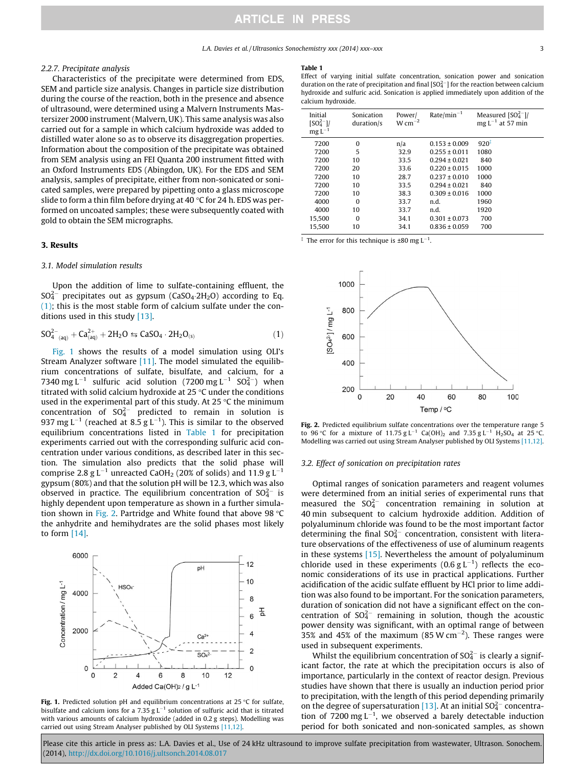#### 2.2.7. Precipitate analysis

Characteristics of the precipitate were determined from EDS, SEM and particle size analysis. Changes in particle size distribution during the course of the reaction, both in the presence and absence of ultrasound, were determined using a Malvern Instruments Mastersizer 2000 instrument (Malvern, UK). This same analysis was also carried out for a sample in which calcium hydroxide was added to distilled water alone so as to observe its disaggregation properties. Information about the composition of the precipitate was obtained from SEM analysis using an FEI Quanta 200 instrument fitted with an Oxford Instruments EDS (Abingdon, UK). For the EDS and SEM analysis, samples of precipitate, either from non-sonicated or sonicated samples, were prepared by pipetting onto a glass microscope slide to form a thin film before drying at 40 °C for 24 h. EDS was performed on uncoated samples; these were subsequently coated with gold to obtain the SEM micrographs.

## 3. Results

### 3.1. Model simulation results

Upon the addition of lime to sulfate-containing effluent, the $SO_4^{2-}$ precipitates out as gypsum ($CaSO_4{\cdot}2H_2O$) according to Eq. (1); this is the most stable form of calcium sulfate under the conditions used in this study [13].

$$SO_{4\ (aq)}^{2-} + Ca_{(aq)}^{2+} + 2H_2O \leftrightarrows CaSO_4 \cdot 2H_2O_{(s)} \qquad (1)$$

Fig. 1 shows the results of a model simulation using OLI's Stream Analyzer software [11]. The model simulated the equilibrium concentrations of sulfate, bisulfate, and calcium, for a 7340 mg $L^{-1}$ sulfuric acid solution (7200 mg $L^{-1}$ $SO_4^{2-}$) when titrated with solid calcium hydroxide at 25 °C under the conditions used in the experimental part of this study. At 25 °C the minimum concentration of $SO_4^{2-}$ predicted to remain in solution is 937 mg $L^{-1}$ (reached at 8.5 g $L^{-1}$). This is similar to the observed equilibrium concentrations listed in Table 1 for precipitation experiments carried out with the corresponding sulfuric acid concentration under various conditions, as described later in this section. The simulation also predicts that the solid phase will comprise 2.8 g $L^{-1}$ unreacted $CaOH_2$ (20% of solids) and 11.9 g $L^{-1}$ gypsum (80%) and that the solution pH will be 12.3, which was also observed in practice. The equilibrium concentration of $SO_4^{2-}$ is highly dependent upon temperature as shown in a further simulation shown in Fig. 2. Partridge and White found that above 98 °C the anhydrite and hemihydrates are the solid phases most likely to form [14].

Fig. 1. Predicted solution pH and equilibrium concentrations at 25 °C for sulfate, bisulfate and calcium ions for a 7.35 g $L^{-1}$ solution of sulfuric acid that is titrated with various amounts of calcium hydroxide (added in 0.2 g steps). Modelling was carried out using Stream Analyser published by OLI Systems [11,12].

**Table 1**
Effect of varying initial sulfate concentration, sonication power and sonication duration on the rate of precipitation and final [$SO_4^{2-}$] for the reaction between calcium hydroxide and sulfuric acid. Sonication is applied immediately upon addition of the calcium hydroxide.

| Initial [$SO_4^{2-}$]/ mg $L^{-1}$ | Sonication duration/s | Power/ W $cm^{-2}$ | Rate/min$^{-1}$ | Measured [$SO_4^{2-}$]/ mg $L^{-1}$ at 25 min |
|---|---|---|---|---|
| 7200 | 0 | n/a | 0.153 ± 0.009 | 920[‡] |
| 7200 | 5 | 32.9 | 0.255 ± 0.011 | 1080 |
| 7200 | 10 | 33.5 | 0.294 ± 0.021 | 840 |
| 7200 | 20 | 33.6 | 0.220 ± 0.015 | 1000 |
| 7200 | 10 | 28.7 | 0.237 ± 0.010 | 1000 |
| 7200 | 10 | 33.5 | 0.294 ± 0.021 | 840 |
| 7200 | 10 | 38.3 | 0.309 ± 0.016 | 1000 |
| 4000 | 0 | 33.7 | n.d. | 1960 |
| 4000 | 10 | 33.7 | n.d. | 1920 |
| 15,500 | 0 | 34.1 | 0.301 ± 0.073 | 700 |
| 15,500 | 10 | 34.1 | 0.836 ± 0.059 | 700 |

[‡] The error for this technique is ±80 mg $L^{-1}$.

Fig. 2. Predicted equilibrium sulfate concentrations over the temperature range 5 to 96 °C for a mixture of 11.75 g $L^{-1}$ $Ca(OH)_2$ and 7.35 g $L^{-1}$ $H_2SO_4$ at 25 °C. Modelling was carried out using Stream Analyser published by OLI Systems [11,12].

### 3.2. Effect of sonication on precipitation rates

Optimal ranges of sonication parameters and reagent volumes were determined from an initial series of experimental runs that measured the $SO_4^{2-}$ concentration remaining in solution at 40 min subsequent to calcium hydroxide addition. Addition of polyaluminum chloride was found to be the most important factor determining the final $SO_4^{2-}$ concentration, consistent with literature observations of the effectiveness of use of aluminum reagents in these systems [15]. Nevertheless the amount of polyaluminum chloride used in these experiments (0.6 g $L^{-1}$) reflects the economic considerations of its use in practical applications. Further acidification of the acidic sulfate effluent by HCl prior to lime addition was also found to be important. For the sonication parameters, duration of sonication did not have a significant effect on the concentration of $SO_4^{2-}$ remaining in solution, though the acoustic power density was significant, with an optimal range of between 35% and 45% of the maximum (85 W $cm^{-2}$). These ranges were used in subsequent experiments.

Whilst the equilibrium concentration of $SO_4^{2-}$ is clearly a significant factor, the rate at which the precipitation occurs is also of importance, particularly in the context of reactor design. Previous studies have shown that there is usually an induction period prior to precipitation, with the length of this period depending primarily on the degree of supersaturation [13]. At an initial $SO_4^{2-}$ concentration of 7200 mg $L^{-1}$, we observed a barely detectable induction period for both sonicated and non-sonicated samples, as shown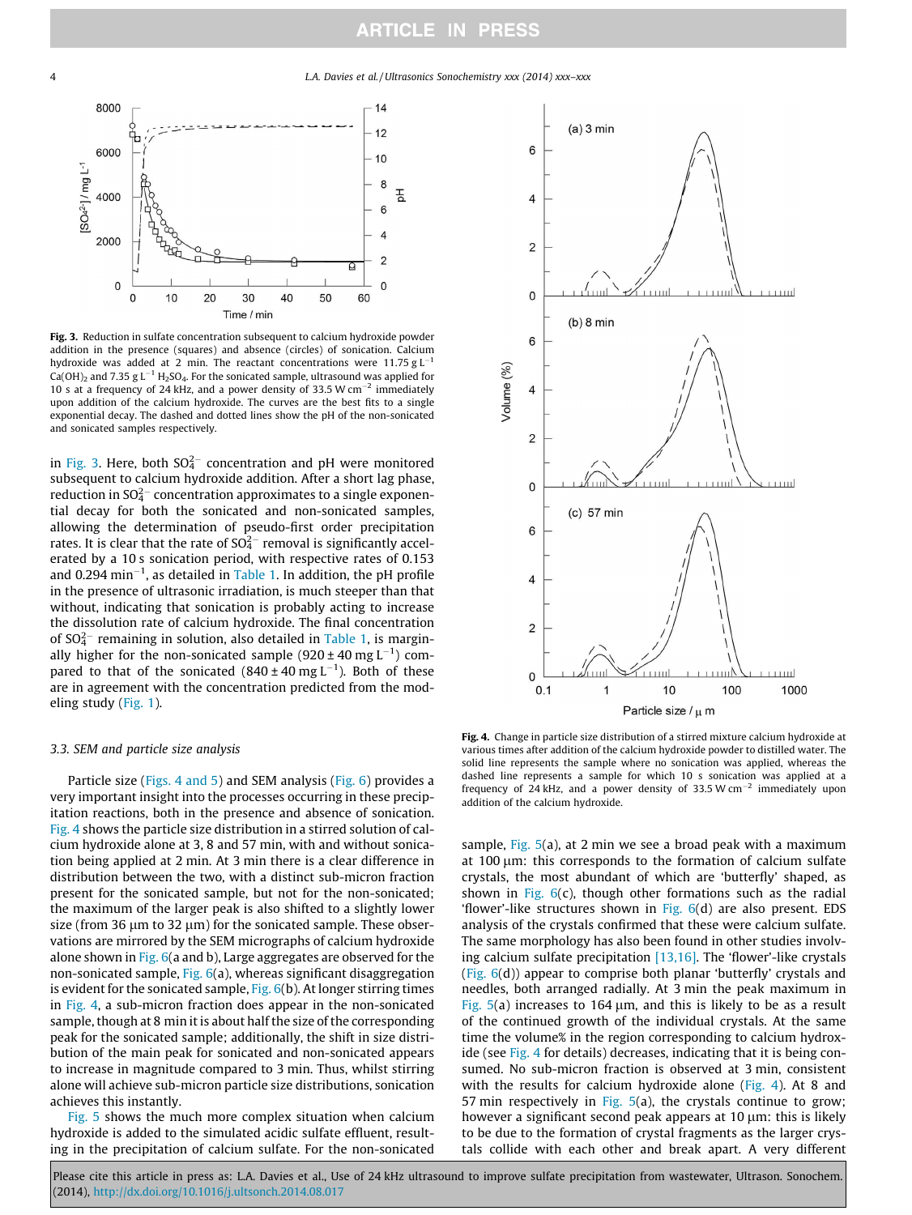**Fig. 3.** Reduction in sulfate concentration subsequent to calcium hydroxide powder addition in the presence (squares) and absence (circles) of sonication. Calcium hydroxide was added at 2 min. The reactant concentrations were 11.75 g L$^{-1}$ $Ca(OH)_2$ and 7.35 g L$^{-1}$ $H_2SO_4$. For the sonicated sample, ultrasound was applied for 10 s at a frequency of 24 kHz, and a power density of 33.5 W cm$^{-2}$ immediately upon addition of the calcium hydroxide. The curves are the best fits to a single exponential decay. The dashed and dotted lines show the pH of the non-sonicated and sonicated samples respectively.

in Fig. 3. Here, both $SO_4^{2-}$ concentration and pH were monitored subsequent to calcium hydroxide addition. After a short lag phase, reduction in $SO_4^{2-}$ concentration approximates to a single exponential decay for both the sonicated and non-sonicated samples, allowing the determination of pseudo-first order precipitation rates. It is clear that the rate of $SO_4^{2-}$ removal is significantly accelerated by a 10 s sonication period, with respective rates of 0.153 and 0.294 min$^{-1}$, as detailed in Table 1. In addition, the pH profile in the presence of ultrasonic irradiation, is much steeper than that without, indicating that sonication is probably acting to increase the dissolution rate of calcium hydroxide. The final concentration of $SO_4^{2-}$ remaining in solution, also detailed in Table 1, is marginally higher for the non-sonicated sample (920 ± 40 mg L$^{-1}$) compared to that of the sonicated (840 ± 40 mg L$^{-1}$). Both of these are in agreement with the concentration predicted from the modeling study (Fig. 1).

### 3.3. SEM and particle size analysis

Particle size (Figs. 4 and 5) and SEM analysis (Fig. 6) provides a very important insight into the processes occurring in these precipitation reactions, both in the presence and absence of sonication. Fig. 4 shows the particle size distribution in a stirred solution of calcium hydroxide alone at 3, 8 and 57 min, with and without sonication being applied at 2 min. At 3 min there is a clear difference in distribution between the two, with a distinct sub-micron fraction present for the sonicated sample, but not for the non-sonicated; the maximum of the larger peak is also shifted to a slightly lower size (from 36 μm to 32 μm) for the sonicated sample. These observations are mirrored by the SEM micrographs of calcium hydroxide alone shown in Fig. 6(a and b), Large aggregates are observed for the non-sonicated sample, Fig. 6(a), whereas significant disaggregation is evident for the sonicated sample, Fig. 6(b). At longer stirring times in Fig. 4, a sub-micron fraction does appear in the non-sonicated sample, though at 8 min it is about half the size of the corresponding peak for the sonicated sample; additionally, the shift in size distribution of the main peak for sonicated and non-sonicated appears to increase in magnitude compared to 3 min. Thus, whilst stirring alone will achieve sub-micron particle size distributions, sonication achieves this instantly.

Fig. 5 shows the much more complex situation when calcium hydroxide is added to the simulated acidic sulfate effluent, resulting in the precipitation of calcium sulfate. For the non-sonicated sample, Fig. 5(a), at 2 min we see a broad peak with a maximum at 100 μm: this corresponds to the formation of calcium sulfate crystals, the most abundant of which are 'butterfly' shaped, as shown in Fig. 6(c), though other formations such as the radial 'flower'-like structures shown in Fig. 6(d) are also present. EDS analysis of the crystals confirmed that these were calcium sulfate. The same morphology has also been found in other studies involving calcium sulfate precipitation [13,16]. The 'flower'-like crystals (Fig. 6(d)) appear to comprise both planar 'butterfly' crystals and needles, both arranged radially. At 3 min the peak maximum in Fig. 5(a) increases to 164 μm, and this is likely to be as a result of the continued growth of the individual crystals. At the same time the volume% in the region corresponding to calcium hydroxide (see Fig. 4 for details) decreases, indicating that it is being consumed. No sub-micron fraction is observed at 3 min, consistent with the results for calcium hydroxide alone (Fig. 4). At 8 and 57 min respectively in Fig. 5(a), the crystals continue to grow; however a significant second peak appears at 10 μm: this is likely to be due to the formation of crystal fragments as the larger crystals collide with each other and break apart. A very different

**Fig. 4.** Change in particle size distribution of a stirred mixture calcium hydroxide at various times after addition of the calcium hydroxide powder to distilled water. The solid line represents the sample where no sonication was applied, whereas the dashed line represents a sample for which 10 s sonication was applied at a frequency of 24 kHz, and a power density of 33.5 W cm$^{-2}$ immediately upon addition of the calcium hydroxide.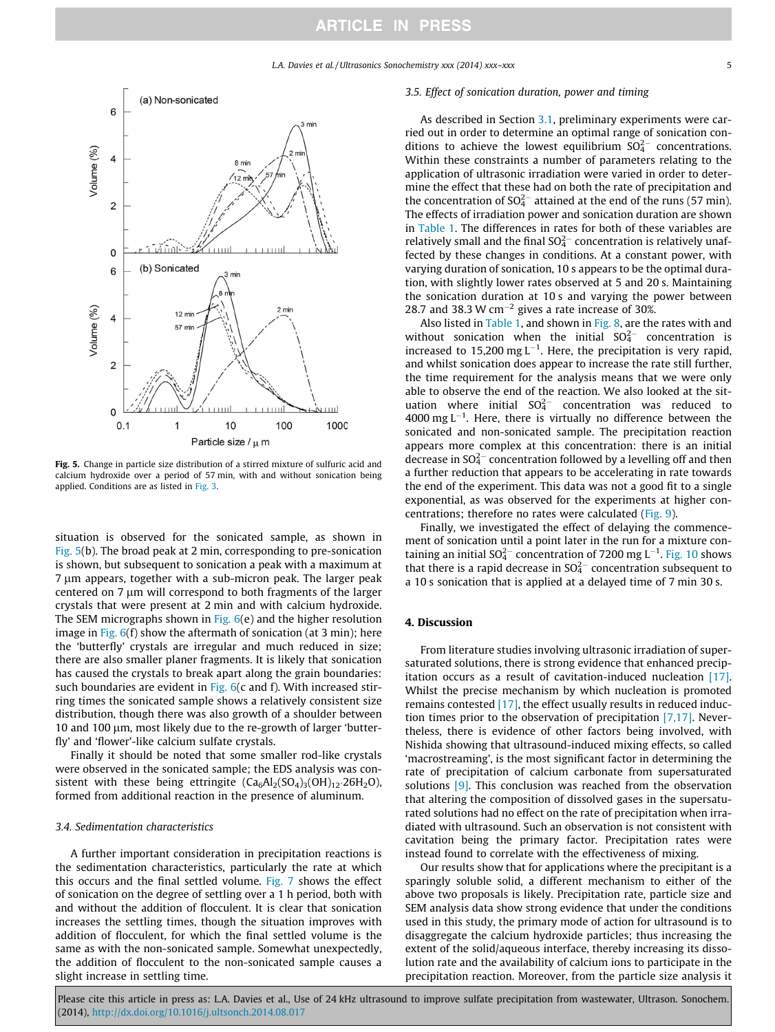Fig. 5. Change in particle size distribution of a stirred mixture of sulfuric acid and calcium hydroxide over a period of 57 min, with and without sonication being applied. Conditions are as listed in Fig. 3.

situation is observed for the sonicated sample, as shown in Fig. 5(b). The broad peak at 2 min, corresponding to pre-sonication is shown, but subsequent to sonication a peak with a maximum at 7 μm appears, together with a sub-micron peak. The larger peak centered on 7 μm will correspond to both fragments of the larger crystals that were present at 2 min and with calcium hydroxide. The SEM micrographs shown in Fig. 6(e) and the higher resolution image in Fig. 6(f) show the aftermath of sonication (at 3 min); here the 'butterfly' crystals are irregular and much reduced in size; there are also smaller planer fragments. It is likely that sonication has caused the crystals to break apart along the grain boundaries: such boundaries are evident in Fig. 6(c and f). With increased stirring times the sonicated sample shows a relatively consistent size distribution, though there was also growth of a shoulder between 10 and 100 μm, most likely due to the re-growth of larger 'butterfly' and 'flower'-like calcium sulfate crystals.

Finally it should be noted that some smaller rod-like crystals were observed in the sonicated sample; the EDS analysis was consistent with these being ettringite ($Ca_6Al_2(SO_4)_3(OH)_{12}{\cdot}26H_2O$), formed from additional reaction in the presence of aluminum.

### 3.4. Sedimentation characteristics

A further important consideration in precipitation reactions is the sedimentation characteristics, particularly the rate at which this occurs and the final settled volume. Fig. 7 shows the effect of sonication on the degree of settling over a 1 h period, both with and without the addition of flocculent. It is clear that sonication increases the settling times, though the situation improves with addition of flocculent, for which the final settled volume is the same as with the non-sonicated sample. Somewhat unexpectedly, the addition of flocculent to the non-sonicated sample causes a slight increase in settling time.

### 3.5. Effect of sonication duration, power and timing

As described in Section 3.1, preliminary experiments were carried out in order to determine an optimal range of sonication conditions to achieve the lowest equilibrium $SO_4^{2-}$ concentrations. Within these constraints a number of parameters relating to the application of ultrasonic irradiation were varied in order to determine the effect that these had on both the rate of precipitation and the concentration of $SO_4^{2-}$ attained at the end of the runs (57 min). The effects of irradiation power and sonication duration are shown in Table 1. The differences in rates for both of these variables are relatively small and the final $SO_4^{2-}$ concentration is relatively unaffected by these changes in conditions. At a constant power, with varying duration of sonication, 10 s appears to be the optimal duration, with slightly lower rates observed at 5 and 20 s. Maintaining the sonication duration at 10 s and varying the power between 28.7 and 38.3 W $cm^{-2}$ gives a rate increase of 30%.

Also listed in Table 1, and shown in Fig. 8, are the rates with and without sonication when the initial $SO_4^{2-}$ concentration is increased to 15,200 mg $L^{-1}$. Here, the precipitation is very rapid, and whilst sonication does appear to increase the rate still further, the time requirement for the analysis means that we were only able to observe the end of the reaction. We also looked at the situation where initial $SO_4^{2-}$ concentration was reduced to 4000 mg $L^{-1}$. Here, there is virtually no difference between the sonicated and non-sonicated sample. The precipitation reaction appears more complex at this concentration: there is an initial decrease in $SO_4^{2-}$ concentration followed by a levelling off and then a further reduction that appears to be accelerating in rate towards the end of the experiment. This data was not a good fit to a single exponential, as was observed for the experiments at higher concentrations; therefore no rates were calculated (Fig. 9).

Finally, we investigated the effect of delaying the commencement of sonication until a point later in the run for a mixture containing an initial $SO_4^{2-}$ concentration of 7200 mg $L^{-1}$. Fig. 10 shows that there is a rapid decrease in $SO_4^{2-}$ concentration subsequent to a 10 s sonication that is applied at a delayed time of 7 min 30 s.

## 4. Discussion

From literature studies involving ultrasonic irradiation of supersaturated solutions, there is strong evidence that enhanced precipitation occurs as a result of cavitation-induced nucleation [17]. Whilst the precise mechanism by which nucleation is promoted remains contested [17], the effect usually results in reduced induction times prior to the observation of precipitation [7,17]. Nevertheless, there is evidence of other factors being involved, with Nishida showing that ultrasound-induced mixing effects, so called 'macrostreaming', is the most significant factor in determining the rate of precipitation of calcium carbonate from supersaturated solutions [9]. This conclusion was reached from the observation that altering the composition of dissolved gases in the supersaturated solutions had no effect on the rate of precipitation when irradiated with ultrasound. Such an observation is not consistent with cavitation being the primary factor. Precipitation rates were instead found to correlate with the effectiveness of mixing.

Our results show that for applications where the precipitant is a sparingly soluble solid, a different mechanism to either of the above two proposals is likely. Precipitation rate, particle size and SEM analysis data show strong evidence that under the conditions used in this study, the primary mode of action for ultrasound is to disaggregate the calcium hydroxide particles; thus increasing the extent of the solid/aqueous interface, thereby increasing its dissolution rate and the availability of calcium ions to participate in the precipitation reaction. Moreover, from the particle size analysis it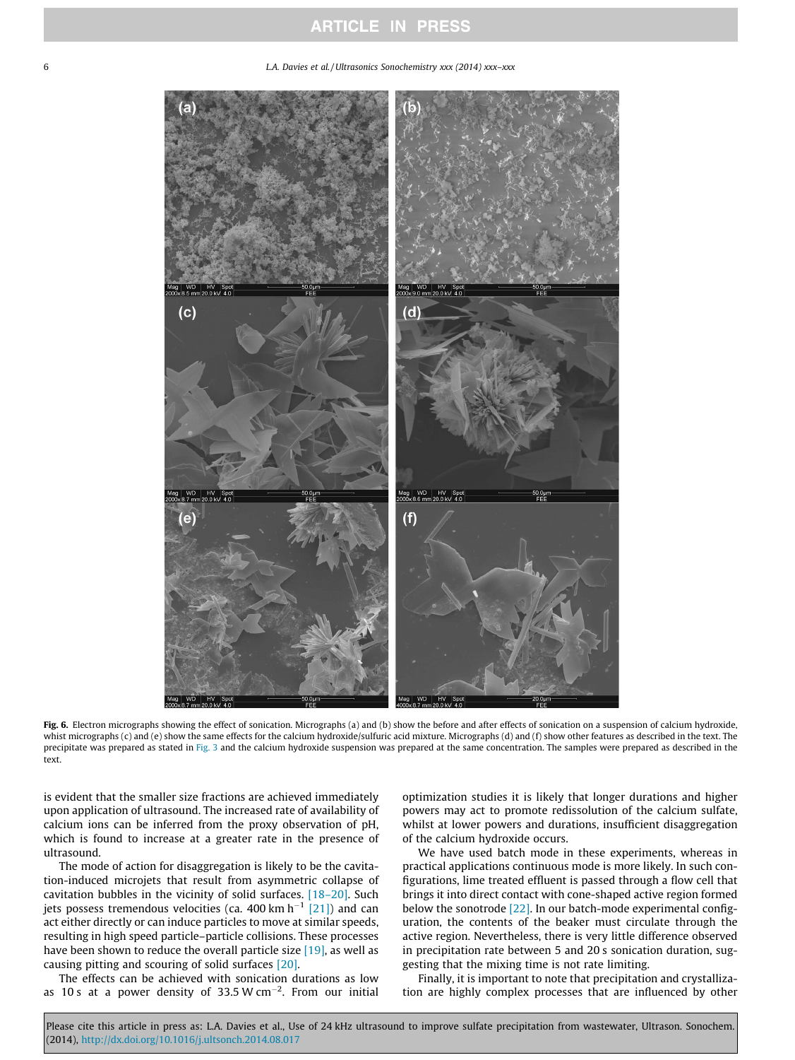**Fig. 6.** Electron micrographs showing the effect of sonication. Micrographs (a) and (b) show the before and after effects of sonication on a suspension of calcium hydroxide, whist micrographs (c) and (e) show the same effects for the calcium hydroxide/sulfuric acid mixture. Micrographs (d) and (f) show other features as described in the text. The precipitate was prepared as stated in Fig. 3 and the calcium hydroxide suspension was prepared at the same concentration. The samples were prepared as described in the text.

is evident that the smaller size fractions are achieved immediately upon application of ultrasound. The increased rate of availability of calcium ions can be inferred from the proxy observation of pH, which is found to increase at a greater rate in the presence of ultrasound.

The mode of action for disaggregation is likely to be the cavitation-induced microjets that result from asymmetric collapse of cavitation bubbles in the vicinity of solid surfaces. [18–20]. Such jets possess tremendous velocities (ca. 400 km $h^{-1}$ [21]) and can act either directly or can induce particles to move at similar speeds, resulting in high speed particle–particle collisions. These processes have been shown to reduce the overall particle size [19], as well as causing pitting and scouring of solid surfaces [20].

The effects can be achieved with sonication durations as low as 10 s at a power density of 33.5 W $cm^{-2}$. From our initial optimization studies it is likely that longer durations and higher powers may act to promote redissolution of the calcium sulfate, whilst at lower powers and durations, insufficient disaggregation of the calcium hydroxide occurs.

We have used batch mode in these experiments, whereas in practical applications continuous mode is more likely. In such configurations, lime treated effluent is passed through a flow cell that brings it into direct contact with cone-shaped active region formed below the sonotrode [22]. In our batch-mode experimental configuration, the contents of the beaker must circulate through the active region. Nevertheless, there is very little difference observed in precipitation rate between 5 and 20 s sonication duration, suggesting that the mixing time is not rate limiting.

Finally, it is important to note that precipitation and crystallization are highly complex processes that are influenced by other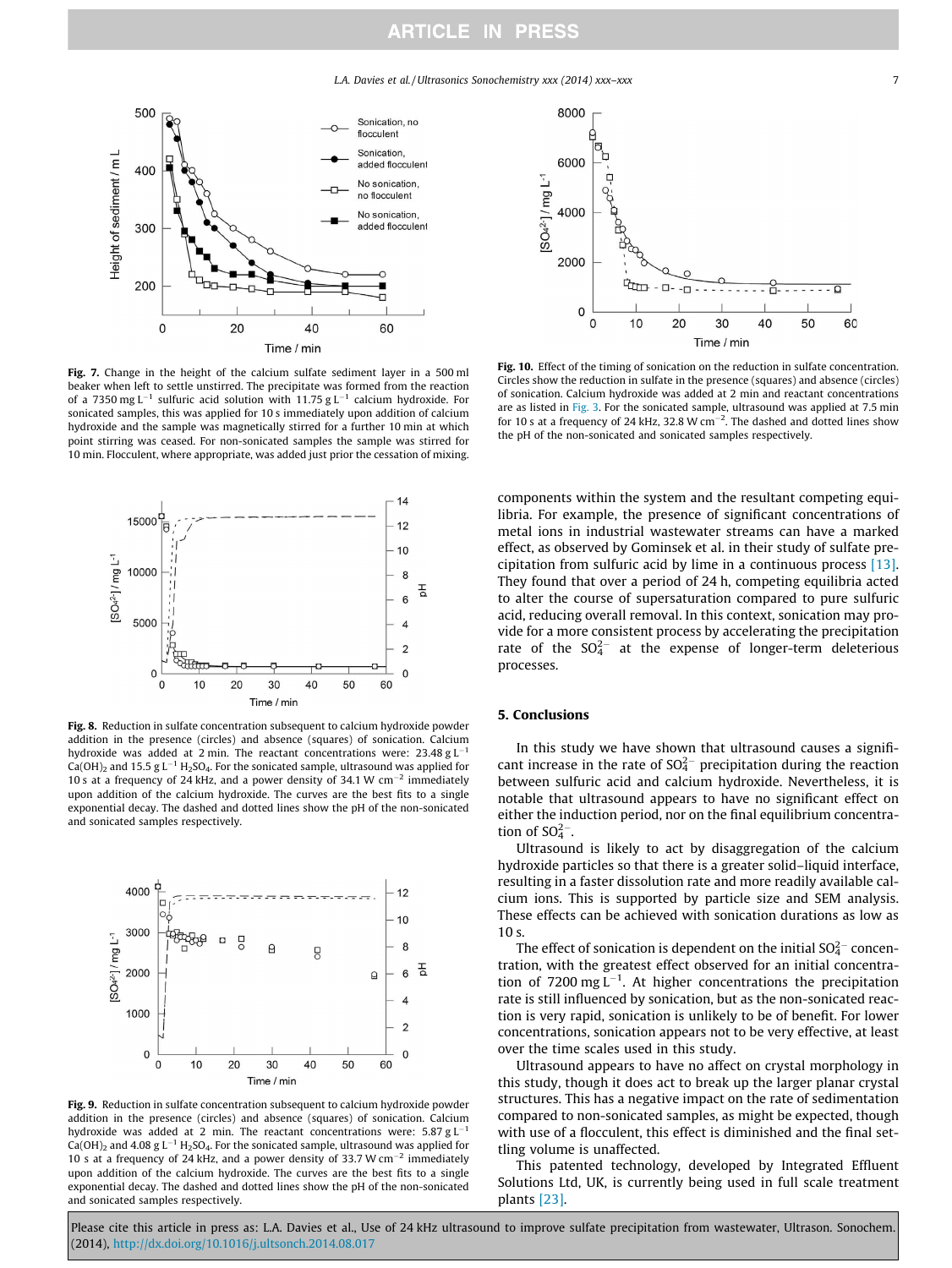Fig. 7. Change in the height of the calcium sulfate sediment layer in a 500 ml beaker when left to settle unstirred. The precipitate was formed from the reaction of a 7350 mg L$^{-1}$ sulfuric acid solution with 11.75 g L$^{-1}$ calcium hydroxide. For sonicated samples, this was applied for 10 s immediately upon addition of calcium hydroxide and the sample was magnetically stirred for a further 10 min at which point stirring was ceased. For non-sonicated samples the sample was stirred for 10 min. Flocculent, where appropriate, was added just prior the cessation of mixing.

Fig. 8. Reduction in sulfate concentration subsequent to calcium hydroxide powder addition in the presence (circles) and absence (squares) of sonication. Calcium hydroxide was added at 2 min. The reactant concentrations were: 23.48 g L$^{-1}$ $Ca(OH)_2$ and 15.5 g L$^{-1}$ $H_2SO_4$. For the sonicated sample, ultrasound was applied for 10 s at a frequency of 24 kHz, and a power density of 34.1 W cm$^{-2}$ immediately upon addition of the calcium hydroxide. The curves are the best fits to a single exponential decay. The dashed and dotted lines show the pH of the non-sonicated and sonicated samples respectively.

Fig. 9. Reduction in sulfate concentration subsequent to calcium hydroxide powder addition in the presence (circles) and absence (squares) of sonication. Calcium hydroxide was added at 2 min. The reactant concentrations were: 5.87 g L$^{-1}$ $Ca(OH)_2$ and 4.08 g L$^{-1}$ $H_2SO_4$. For the sonicated sample, ultrasound was applied for 10 s at a frequency of 24 kHz, and a power density of 33.7 W cm$^{-2}$ immediately upon addition of the calcium hydroxide. The curves are the best fits to a single exponential decay. The dashed and dotted lines show the pH of the non-sonicated and sonicated samples respectively.

Fig. 10. Effect of the timing of sonication on the reduction in sulfate concentration. Circles show the reduction in sulfate in the presence (squares) and absence (circles) of sonication. Calcium hydroxide was added at 2 min and reactant concentrations are as listed in Fig. 3. For the sonicated sample, ultrasound was applied at 7.5 min for 10 s at a frequency of 24 kHz, 32.8 W cm$^{-2}$. The dashed and dotted lines show the pH of the non-sonicated and sonicated samples respectively.

components within the system and the resultant competing equilibria. For example, the presence of significant concentrations of metal ions in industrial wastewater streams can have a marked effect, as observed by Gominsek et al. in their study of sulfate precipitation from sulfuric acid by lime in a continuous process [13]. They found that over a period of 24 h, competing equilibria acted to alter the course of supersaturation compared to pure sulfuric acid, reducing overall removal. In this context, sonication may provide for a more consistent process by accelerating the precipitation rate of the $SO_4^{2-}$ at the expense of longer-term deleterious processes.

## 5. Conclusions

In this study we have shown that ultrasound causes a significant increase in the rate of $SO_4^{2-}$ precipitation during the reaction between sulfuric acid and calcium hydroxide. Nevertheless, it is notable that ultrasound appears to have no significant effect on either the induction period, nor on the final equilibrium concentration of $SO_4^{2-}$.

Ultrasound is likely to act by disaggregation of the calcium hydroxide particles so that there is a greater solid–liquid interface, resulting in a faster dissolution rate and more readily available calcium ions. This is supported by particle size and SEM analysis. These effects can be achieved with sonication durations as low as 10 s.

The effect of sonication is dependent on the initial $SO_4^{2-}$ concentration, with the greatest effect observed for an initial concentration of 7200 mg L$^{-1}$. At higher concentrations the precipitation rate is still influenced by sonication, but as the non-sonicated reaction is very rapid, sonication is unlikely to be of benefit. For lower concentrations, sonication appears not to be very effective, at least over the time scales used in this study.

Ultrasound appears to have no affect on crystal morphology in this study, though it does act to break up the larger planar crystal structures. This has a negative impact on the rate of sedimentation compared to non-sonicated samples, as might be expected, though with use of a flocculent, this effect is diminished and the final settling volume is unaffected.

This patented technology, developed by Integrated Effluent Solutions Ltd, UK, is currently being used in full scale treatment plants [23].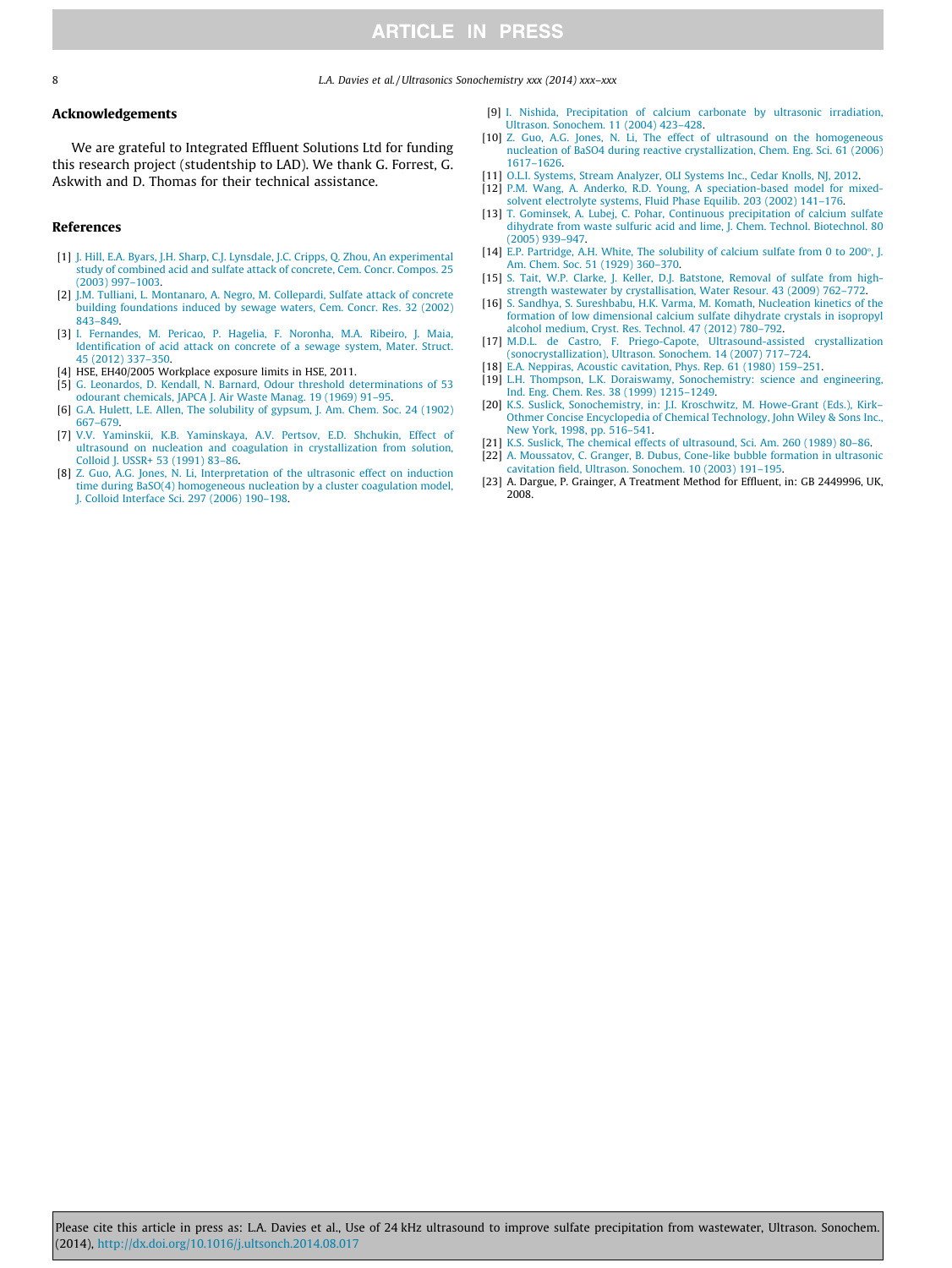## Acknowledgements

We are grateful to Integrated Effluent Solutions Ltd for funding this research project (studentship to LAD). We thank G. Forrest, G. Askwith and D. Thomas for their technical assistance.

## References

[1] J. Hill, E.A. Byars, J.H. Sharp, C.J. Lynsdale, J.C. Cripps, Q. Zhou, An experimental study of combined acid and sulfate attack of concrete, Cem. Concr. Compos. 25 (2003) 997–1003.

[2] J.M. Tulliani, L. Montanaro, A. Negro, M. Collepardi, Sulfate attack of concrete building foundations induced by sewage waters, Cem. Concr. Res. 32 (2002) 843–849.

[3] I. Fernandes, M. Pericao, P. Hagelia, F. Noronha, M.A. Ribeiro, J. Maia, Identification of acid attack on concrete of a sewage system, Mater. Struct. 45 (2012) 337–350.

[4] HSE, EH40/2005 Workplace exposure limits in HSE, 2011.

[5] G. Leonardos, D. Kendall, N. Barnard, Odour threshold determinations of 53 odourant chemicals, JAPCA J. Air Waste Manag. 19 (1969) 91–95.

[6] G.A. Hulett, L.E. Allen, The solubility of gypsum, J. Am. Chem. Soc. 24 (1902) 667–679.

[7] V.V. Yaminskii, K.B. Yaminskaya, A.V. Pertsov, E.D. Shchukin, Effect of ultrasound on nucleation and coagulation in crystallization from solution, Colloid J. USSR+ 53 (1991) 83–86.

[8] Z. Guo, A.G. Jones, N. Li, Interpretation of the ultrasonic effect on induction time during BaSO(4) homogeneous nucleation by a cluster coagulation model, J. Colloid Interface Sci. 297 (2006) 190–198.

[9] I. Nishida, Precipitation of calcium carbonate by ultrasonic irradiation, Ultrason. Sonochem. 11 (2004) 423–428.

[10] Z. Guo, A.G. Jones, N. Li, The effect of ultrasound on the homogeneous nucleation of BaSO4 during reactive crystallization, Chem. Eng. Sci. 61 (2006) 1617–1626.

[11] O.L.I. Systems, Stream Analyzer, OLI Systems Inc., Cedar Knolls, NJ, 2012.

[12] P.M. Wang, A. Anderko, R.D. Young, A speciation-based model for mixed-solvent electrolyte systems, Fluid Phase Equilib. 203 (2002) 141–176.

[13] T. Gominsek, A. Lubej, C. Pohar, Continuous precipitation of calcium sulfate dihydrate from waste sulfuric acid and lime, J. Chem. Technol. Biotechnol. 80 (2005) 939–947.

[14] E.P. Partridge, A.H. White, The solubility of calcium sulfate from 0 to 200°, J. Am. Chem. Soc. 51 (1929) 360–370.

[15] S. Tait, W.P. Clarke, J. Keller, D.J. Batstone, Removal of sulfate from high-strength wastewater by crystallisation, Water Resour. 43 (2009) 762–772.

[16] S. Sandhya, S. Sureshbabu, H.K. Varma, M. Komath, Nucleation kinetics of the formation of low dimensional calcium sulfate dihydrate crystals in isopropyl alcohol medium, Cryst. Res. Technol. 47 (2012) 780–792.

[17] M.D.L. de Castro, F. Priego-Capote, Ultrasound-assisted crystallization (sonocrystallization), Ultrason. Sonochem. 14 (2007) 717–724.

[18] E.A. Neppiras, Acoustic cavitation, Phys. Rep. 61 (1980) 159–251.

[19] L.H. Thompson, L.K. Doraiswamy, Sonochemistry: science and engineering, Ind. Eng. Chem. Res. 38 (1999) 1215–1249.

[20] K.S. Suslick, Sonochemistry, in: J.I. Kroschwitz, M. Howe-Grant (Eds.), Kirk–Othmer Concise Encyclopedia of Chemical Technology, John Wiley & Sons Inc., New York, 1998, pp. 516–541.

[21] K.S. Suslick, The chemical effects of ultrasound, Sci. Am. 260 (1989) 80–86.

[22] A. Moussatov, C. Granger, B. Dubus, Cone-like bubble formation in ultrasonic cavitation field, Ultrason. Sonochem. 10 (2003) 191–195.

[23] A. Dargue, P. Grainger, A Treatment Method for Effluent, in: GB 2449996, UK, 2008.